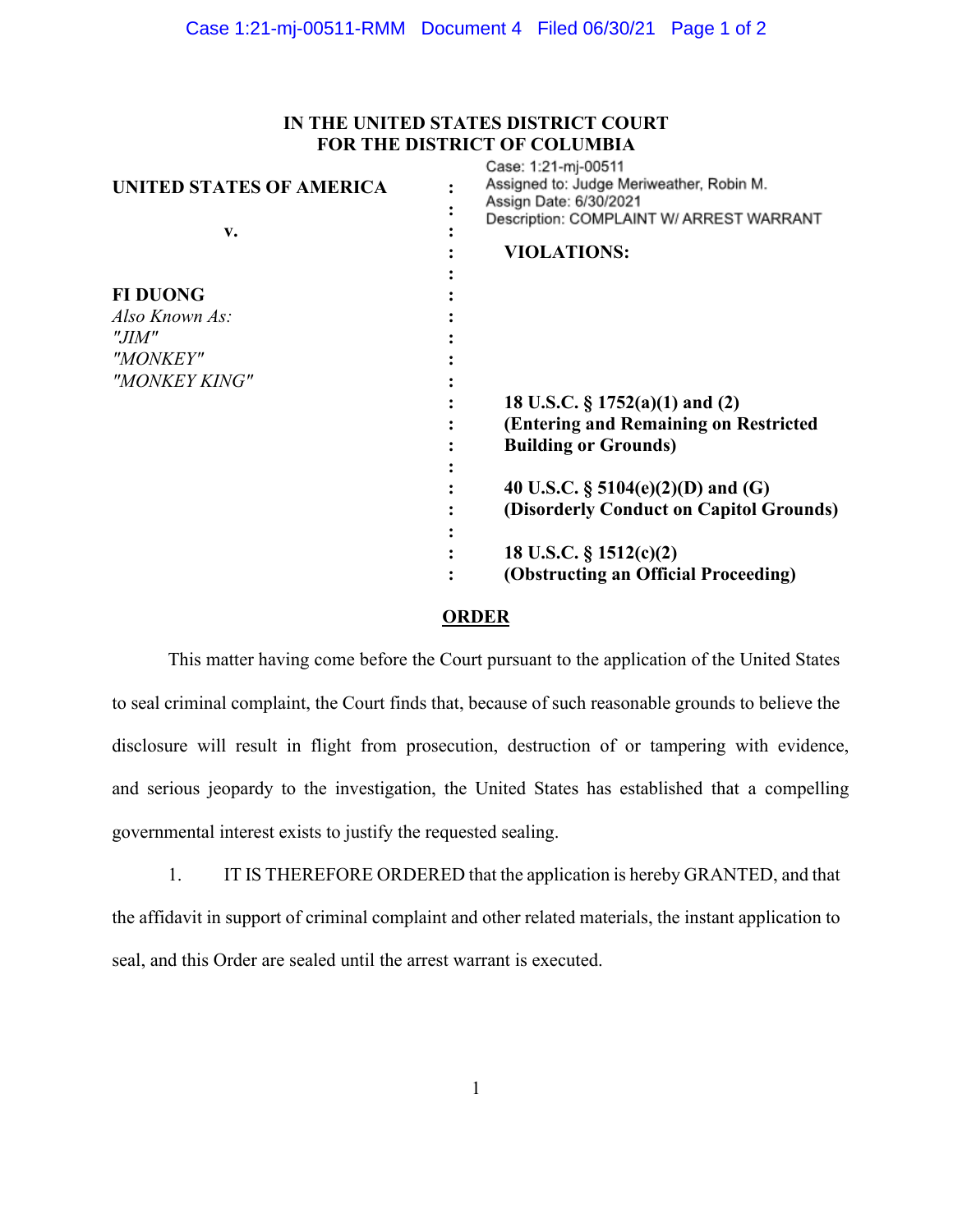# IN THE UNITED STATES DISTRICT COURT FOR THE DISTRICT OF COLUMBIA

Case: 1:21-mj-00511
Assigned to: Judge Meriweather, Robin M.
Assign Date: 6/30/2021
Description: COMPLAINT W/ ARREST WARRANT

**UNITED STATES OF AMERICA**

**v.**

**FI DUONG**
*Also Known As:*
*"JIM"*
*"MONKEY"*
*"MONKEY KING"*

**VIOLATIONS:**

**18 U.S.C. § 1752(a)(1) and (2)**
**(Entering and Remaining on Restricted Building or Grounds)**

**40 U.S.C. § 5104(e)(2)(D) and (G)**
**(Disorderly Conduct on Capitol Grounds)**

**18 U.S.C. § 1512(c)(2)**
**(Obstructing an Official Proceeding)**

## ORDER

This matter having come before the Court pursuant to the application of the United States to seal criminal complaint, the Court finds that, because of such reasonable grounds to believe the disclosure will result in flight from prosecution, destruction of or tampering with evidence, and serious jeopardy to the investigation, the United States has established that a compelling governmental interest exists to justify the requested sealing.

1. IT IS THEREFORE ORDERED that the application is hereby GRANTED, and that the affidavit in support of criminal complaint and other related materials, the instant application to seal, and this Order are sealed until the arrest warrant is executed.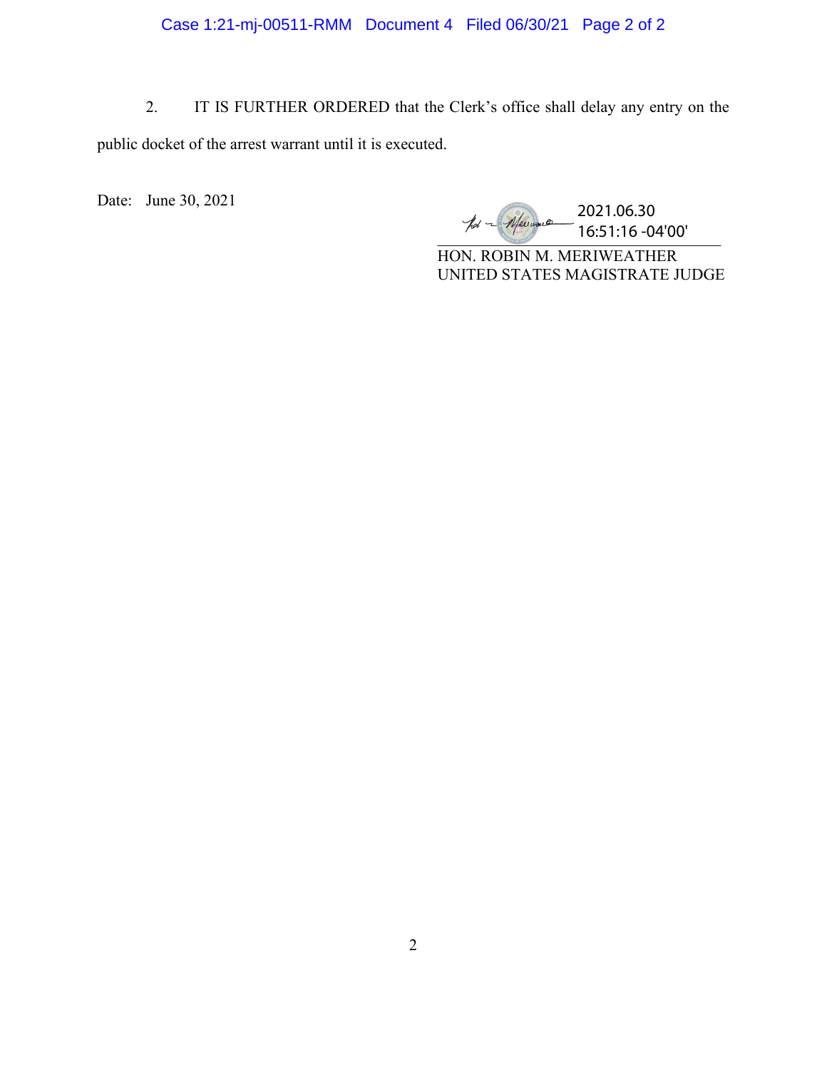2. IT IS FURTHER ORDERED that the Clerk's office shall delay any entry on the public docket of the arrest warrant until it is executed.

Date: June 30, 2021

2021.06.30
16:51:16 -04'00'

HON. ROBIN M. MERIWEATHER
UNITED STATES MAGISTRATE JUDGE